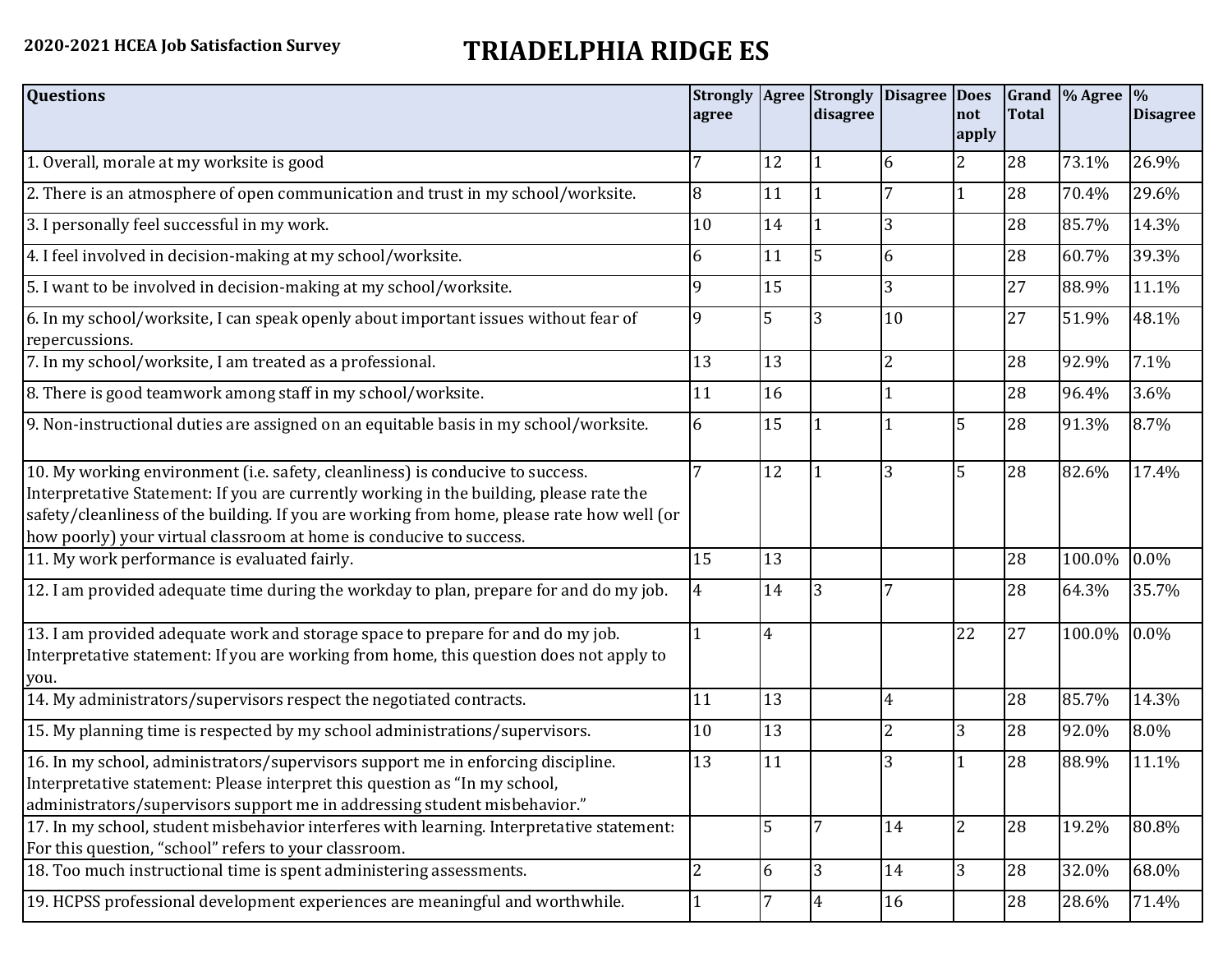**2020-2021 HCEA Job Satisfaction Survey**

# TRIADELPHIA RIDGE ES

| Questions | Strongly agree | Agree | Strongly disagree | Disagree | Does not apply | Grand Total | % Agree | % Disagree |
|---|---|---|---|---|---|---|---|---|
| 1. Overall, morale at my worksite is good | 7 | 12 | 1 | 6 | 2 | 28 | 73.1% | 26.9% |
| 2. There is an atmosphere of open communication and trust in my school/worksite. | 8 | 11 | 1 | 7 | 1 | 28 | 70.4% | 29.6% |
| 3. I personally feel successful in my work. | 10 | 14 | 1 | 3 | | 28 | 85.7% | 14.3% |
| 4. I feel involved in decision-making at my school/worksite. | 6 | 11 | 5 | 6 | | 28 | 60.7% | 39.3% |
| 5. I want to be involved in decision-making at my school/worksite. | 9 | 15 | | 3 | | 27 | 88.9% | 11.1% |
| 6. In my school/worksite, I can speak openly about important issues without fear of repercussions. | 9 | 5 | 3 | 10 | | 27 | 51.9% | 48.1% |
| 7. In my school/worksite, I am treated as a professional. | 13 | 13 | | 2 | | 28 | 92.9% | 7.1% |
| 8. There is good teamwork among staff in my school/worksite. | 11 | 16 | | 1 | | 28 | 96.4% | 3.6% |
| 9. Non-instructional duties are assigned on an equitable basis in my school/worksite. | 6 | 15 | 1 | 1 | 5 | 28 | 91.3% | 8.7% |
| 10. My working environment (i.e. safety, cleanliness) is conducive to success. Interpretative Statement: If you are currently working in the building, please rate the safety/cleanliness of the building. If you are working from home, please rate how well (or how poorly) your virtual classroom at home is conducive to success. | 7 | 12 | 1 | 3 | 5 | 28 | 82.6% | 17.4% |
| 11. My work performance is evaluated fairly. | 15 | 13 | | | | 28 | 100.0% | 0.0% |
| 12. I am provided adequate time during the workday to plan, prepare for and do my job. | 4 | 14 | 3 | 7 | | 28 | 64.3% | 35.7% |
| 13. I am provided adequate work and storage space to prepare for and do my job. Interpretative statement: If you are working from home, this question does not apply to you. | 1 | 4 | | | 22 | 27 | 100.0% | 0.0% |
| 14. My administrators/supervisors respect the negotiated contracts. | 11 | 13 | | 4 | | 28 | 85.7% | 14.3% |
| 15. My planning time is respected by my school administrations/supervisors. | 10 | 13 | | 2 | 3 | 28 | 92.0% | 8.0% |
| 16. In my school, administrators/supervisors support me in enforcing discipline. Interpretative statement: Please interpret this question as "In my school, administrators/supervisors support me in addressing student misbehavior." | 13 | 11 | | 3 | 1 | 28 | 88.9% | 11.1% |
| 17. In my school, student misbehavior interferes with learning. Interpretative statement: For this question, "school" refers to your classroom. | | 5 | 7 | 14 | 2 | 28 | 19.2% | 80.8% |
| 18. Too much instructional time is spent administering assessments. | 2 | 6 | 3 | 14 | 3 | 28 | 32.0% | 68.0% |
| 19. HCPSS professional development experiences are meaningful and worthwhile. | 1 | 7 | 4 | 16 | | 28 | 28.6% | 71.4% |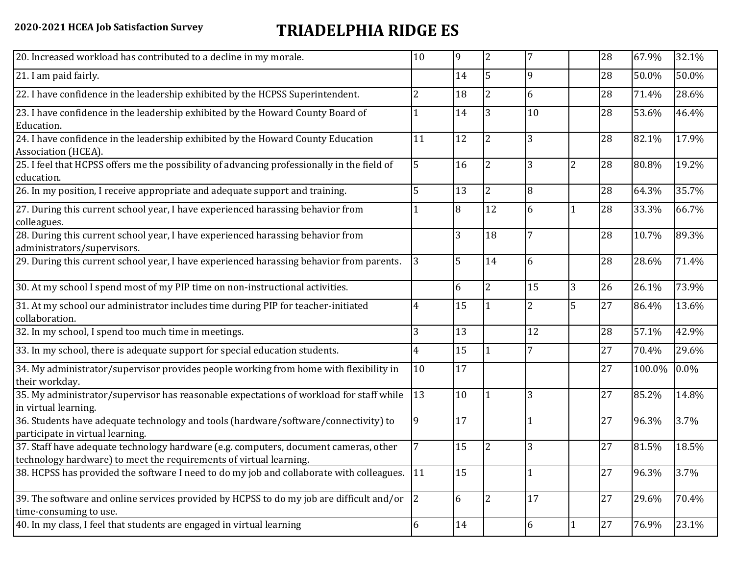**2020-2021 HCEA Job Satisfaction Survey**

# TRIADELPHIA RIDGE ES

| | | | | | | | | |
|---|---|---|---|---|---|---|---|---|
| 20. Increased workload has contributed to a decline in my morale. | 10 | 9 | 2 | 7 | | 28 | 67.9% | 32.1% |
| 21. I am paid fairly. | | 14 | 5 | 9 | | 28 | 50.0% | 50.0% |
| 22. I have confidence in the leadership exhibited by the HCPSS Superintendent. | 2 | 18 | 2 | 6 | | 28 | 71.4% | 28.6% |
| 23. I have confidence in the leadership exhibited by the Howard County Board of Education. | 1 | 14 | 3 | 10 | | 28 | 53.6% | 46.4% |
| 24. I have confidence in the leadership exhibited by the Howard County Education Association (HCEA). | 11 | 12 | 2 | 3 | | 28 | 82.1% | 17.9% |
| 25. I feel that HCPSS offers me the possibility of advancing professionally in the field of education. | 5 | 16 | 2 | 3 | 2 | 28 | 80.8% | 19.2% |
| 26. In my position, I receive appropriate and adequate support and training. | 5 | 13 | 2 | 8 | | 28 | 64.3% | 35.7% |
| 27. During this current school year, I have experienced harassing behavior from colleagues. | 1 | 8 | 12 | 6 | 1 | 28 | 33.3% | 66.7% |
| 28. During this current school year, I have experienced harassing behavior from administrators/supervisors. | | 3 | 18 | 7 | | 28 | 10.7% | 89.3% |
| 29. During this current school year, I have experienced harassing behavior from parents. | 3 | 5 | 14 | 6 | | 28 | 28.6% | 71.4% |
| 30. At my school I spend most of my PIP time on non-instructional activities. | | 6 | 2 | 15 | 3 | 26 | 26.1% | 73.9% |
| 31. At my school our administrator includes time during PIP for teacher-initiated collaboration. | 4 | 15 | 1 | 2 | 5 | 27 | 86.4% | 13.6% |
| 32. In my school, I spend too much time in meetings. | 3 | 13 | | 12 | | 28 | 57.1% | 42.9% |
| 33. In my school, there is adequate support for special education students. | 4 | 15 | 1 | 7 | | 27 | 70.4% | 29.6% |
| 34. My administrator/supervisor provides people working from home with flexibility in their workday. | 10 | 17 | | | | 27 | 100.0% | 0.0% |
| 35. My administrator/supervisor has reasonable expectations of workload for staff while in virtual learning. | 13 | 10 | 1 | 3 | | 27 | 85.2% | 14.8% |
| 36. Students have adequate technology and tools (hardware/software/connectivity) to participate in virtual learning. | 9 | 17 | | 1 | | 27 | 96.3% | 3.7% |
| 37. Staff have adequate technology hardware (e.g. computers, document cameras, other technology hardware) to meet the requirements of virtual learning. | 7 | 15 | 2 | 3 | | 27 | 81.5% | 18.5% |
| 38. HCPSS has provided the software I need to do my job and collaborate with colleagues. | 11 | 15 | | 1 | | 27 | 96.3% | 3.7% |
| 39. The software and online services provided by HCPSS to do my job are difficult and/or time-consuming to use. | 2 | 6 | 2 | 17 | | 27 | 29.6% | 70.4% |
| 40. In my class, I feel that students are engaged in virtual learning | 6 | 14 | | 6 | 1 | 27 | 76.9% | 23.1% |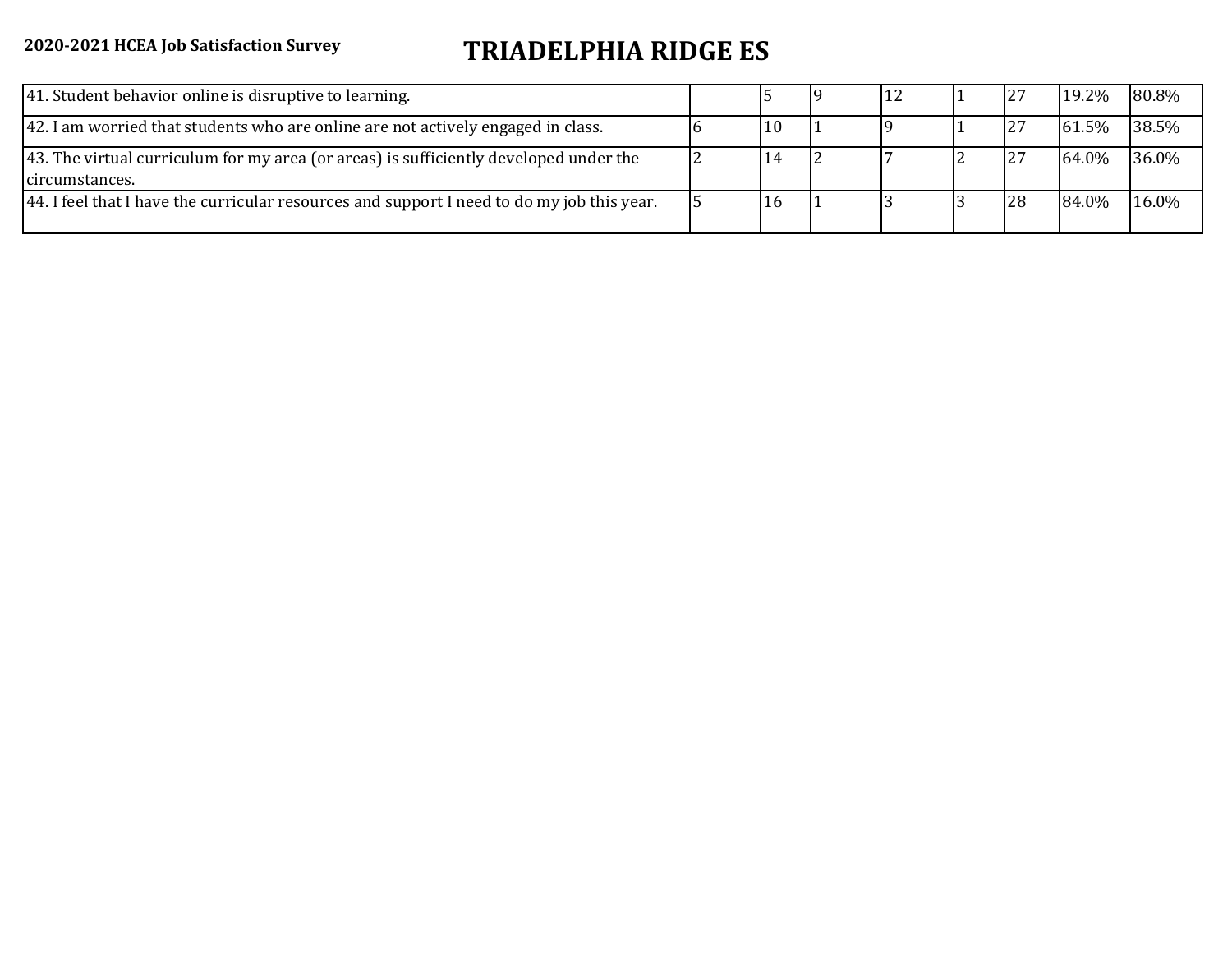| | | | | | | | | |
|---|---|---|---|---|---|---|---|---|
| 41. Student behavior online is disruptive to learning. | | 5 | 9 | 12 | 1 | 27 | 19.2% | 80.8% |
| 42. I am worried that students who are online are not actively engaged in class. | 6 | 10 | 1 | 9 | 1 | 27 | 61.5% | 38.5% |
| 43. The virtual curriculum for my area (or areas) is sufficiently developed under the circumstances. | 2 | 14 | 2 | 7 | 2 | 27 | 64.0% | 36.0% |
| 44. I feel that I have the curricular resources and support I need to do my job this year. | 5 | 16 | 1 | 3 | 3 | 28 | 84.0% | 16.0% |